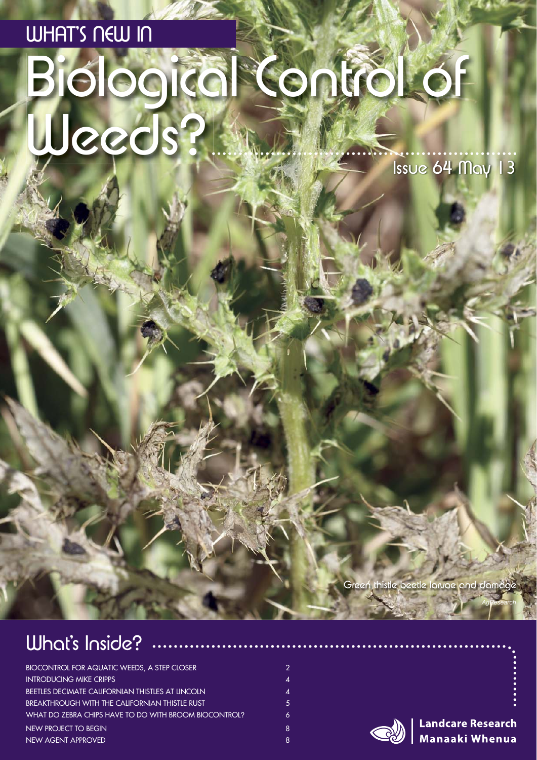# What's New In Biological Control of Weeds?

Issue 64 May 13

Green thistle beetle larvae and damage

*AgResearch*

## What's Inside?

| | |
|---|---|
| BIOCONTROL FOR AQUATIC WEEDS, A STEP CLOSER | 2 |
| INTRODUCING MIKE CRIPPS | 4 |
| BEETLES DECIMATE CALIFORNIAN THISTLES AT LINCOLN | 4 |
| BREAKTHROUGH WITH THE CALIFORNIAN THISTLE RUST | 5 |
| WHAT DO ZEBRA CHIPS HAVE TO DO WITH BROOM BIOCONTROL? | 6 |
| NEW PROJECT TO BEGIN | 8 |
| NEW AGENT APPROVED | 8 |

Landcare Research
Manaaki Whenua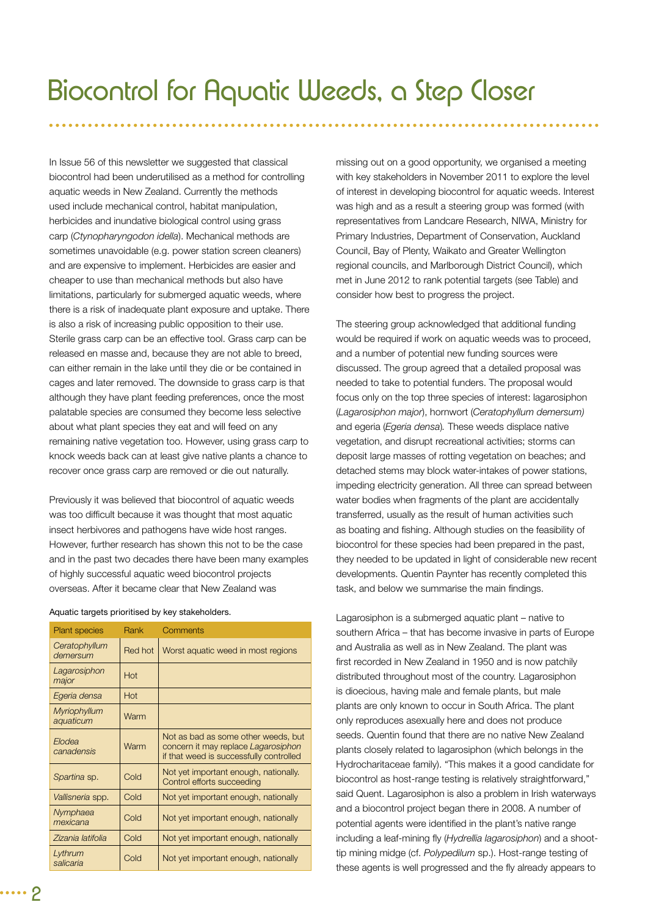# Biocontrol for Aquatic Weeds, a Step Closer

In Issue 56 of this newsletter we suggested that classical biocontrol had been underutilised as a method for controlling aquatic weeds in New Zealand. Currently the methods used include mechanical control, habitat manipulation, herbicides and inundative biological control using grass carp (*Ctynopharyngodon idella*). Mechanical methods are sometimes unavoidable (e.g. power station screen cleaners) and are expensive to implement. Herbicides are easier and cheaper to use than mechanical methods but also have limitations, particularly for submerged aquatic weeds, where there is a risk of inadequate plant exposure and uptake. There is also a risk of increasing public opposition to their use. Sterile grass carp can be an effective tool. Grass carp can be released en masse and, because they are not able to breed, can either remain in the lake until they die or be contained in cages and later removed. The downside to grass carp is that although they have plant feeding preferences, once the most palatable species are consumed they become less selective about what plant species they eat and will feed on any remaining native vegetation too. However, using grass carp to knock weeds back can at least give native plants a chance to recover once grass carp are removed or die out naturally.

Previously it was believed that biocontrol of aquatic weeds was too difficult because it was thought that most aquatic insect herbivores and pathogens have wide host ranges. However, further research has shown this not to be the case and in the past two decades there have been many examples of highly successful aquatic weed biocontrol projects overseas. After it became clear that New Zealand was missing out on a good opportunity, we organised a meeting with key stakeholders in November 2011 to explore the level of interest in developing biocontrol for aquatic weeds. Interest was high and as a result a steering group was formed (with representatives from Landcare Research, NIWA, Ministry for Primary Industries, Department of Conservation, Auckland Council, Bay of Plenty, Waikato and Greater Wellington regional councils, and Marlborough District Council), which met in June 2012 to rank potential targets (see Table) and consider how best to progress the project.

Aquatic targets prioritised by key stakeholders.

| Plant species | Rank | Comments |
|---|---|---|
| *Ceratophyllum demersum* | Red hot | Worst aquatic weed in most regions |
| *Lagarosiphon major* | Hot | |
| *Egeria densa* | Hot | |
| *Myriophyllum aquaticum* | Warm | |
| *Elodea canadensis* | Warm | Not as bad as some other weeds, but concern it may replace *Lagarosiphon* if that weed is successfully controlled |
| *Spartina* sp. | Cold | Not yet important enough, nationally. Control efforts succeeding |
| *Vallisneria* spp. | Cold | Not yet important enough, nationally |
| *Nymphaea mexicana* | Cold | Not yet important enough, nationally |
| *Zizania latifolia* | Cold | Not yet important enough, nationally |
| *Lythrum salicaria* | Cold | Not yet important enough, nationally |

The steering group acknowledged that additional funding would be required if work on aquatic weeds was to proceed, and a number of potential new funding sources were discussed. The group agreed that a detailed proposal was needed to take to potential funders. The proposal would focus only on the top three species of interest: lagarosiphon (*Lagarosiphon major*), hornwort (*Ceratophyllum demersum)* and egeria (*Egeria densa*). These weeds displace native vegetation, and disrupt recreational activities; storms can deposit large masses of rotting vegetation on beaches; and detached stems may block water-intakes of power stations, impeding electricity generation. All three can spread between water bodies when fragments of the plant are accidentally transferred, usually as the result of human activities such as boating and fishing. Although studies on the feasibility of biocontrol for these species had been prepared in the past, they needed to be updated in light of considerable new recent developments. Quentin Paynter has recently completed this task, and below we summarise the main findings.

Lagarosiphon is a submerged aquatic plant – native to southern Africa – that has become invasive in parts of Europe and Australia as well as in New Zealand. The plant was first recorded in New Zealand in 1950 and is now patchily distributed throughout most of the country. Lagarosiphon is dioecious, having male and female plants, but male plants are only known to occur in South Africa. The plant only reproduces asexually here and does not produce seeds. Quentin found that there are no native New Zealand plants closely related to lagarosiphon (which belongs in the Hydrocharitaceae family). "This makes it a good candidate for biocontrol as host-range testing is relatively straightforward," said Quent. Lagarosiphon is also a problem in Irish waterways and a biocontrol project began there in 2008. A number of potential agents were identified in the plant's native range including a leaf-mining fly (*Hydrellia lagarosiphon*) and a shoot-tip mining midge (cf. *Polypedilum* sp.). Host-range testing of these agents is well progressed and the fly already appears to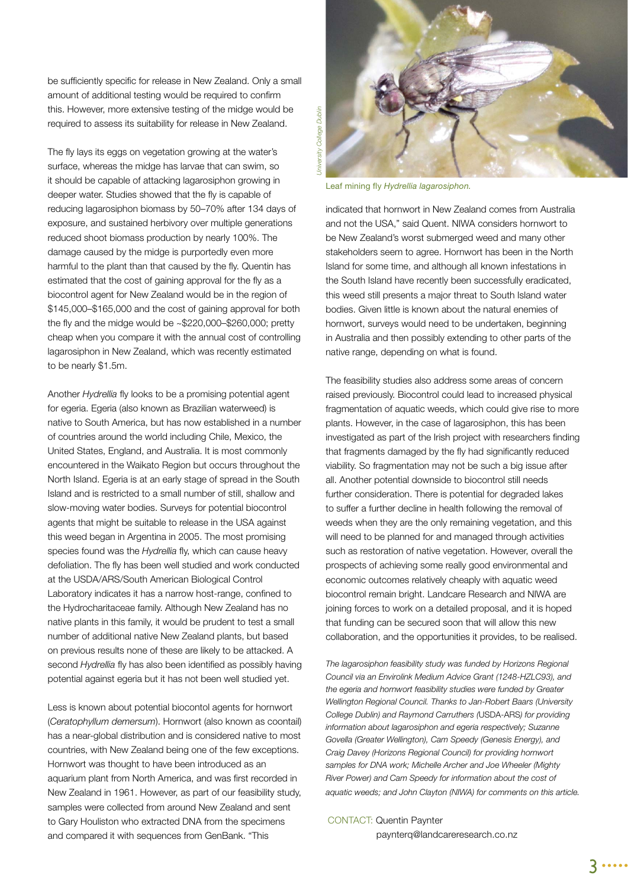be sufficiently specific for release in New Zealand. Only a small amount of additional testing would be required to confirm this. However, more extensive testing of the midge would be required to assess its suitability for release in New Zealand.

The fly lays its eggs on vegetation growing at the water's surface, whereas the midge has larvae that can swim, so it should be capable of attacking lagarosiphon growing in deeper water. Studies showed that the fly is capable of reducing lagarosiphon biomass by 50–70% after 134 days of exposure, and sustained herbivory over multiple generations reduced shoot biomass production by nearly 100%. The damage caused by the midge is purportedly even more harmful to the plant than that caused by the fly. Quentin has estimated that the cost of gaining approval for the fly as a biocontrol agent for New Zealand would be in the region of $145,000–$165,000 and the cost of gaining approval for both the fly and the midge would be ~$220,000–$260,000; pretty cheap when you compare it with the annual cost of controlling lagarosiphon in New Zealand, which was recently estimated to be nearly $1.5m.

Another *Hydrellia* fly looks to be a promising potential agent for egeria. Egeria (also known as Brazilian waterweed) is native to South America, but has now established in a number of countries around the world including Chile, Mexico, the United States, England, and Australia. It is most commonly encountered in the Waikato Region but occurs throughout the North Island. Egeria is at an early stage of spread in the South Island and is restricted to a small number of still, shallow and slow-moving water bodies. Surveys for potential biocontrol agents that might be suitable to release in the USA against this weed began in Argentina in 2005. The most promising species found was the *Hydrellia* fly, which can cause heavy defoliation. The fly has been well studied and work conducted at the USDA/ARS/South American Biological Control Laboratory indicates it has a narrow host-range, confined to the Hydrocharitaceae family. Although New Zealand has no native plants in this family, it would be prudent to test a small number of additional native New Zealand plants, but based on previous results none of these are likely to be attacked. A second *Hydrellia* fly has also been identified as possibly having potential against egeria but it has not been well studied yet.

Less is known about potential biocontol agents for hornwort (*Ceratophyllum demersum*). Hornwort (also known as coontail) has a near-global distribution and is considered native to most countries, with New Zealand being one of the few exceptions. Hornwort was thought to have been introduced as an aquarium plant from North America, and was first recorded in New Zealand in 1961. However, as part of our feasibility study, samples were collected from around New Zealand and sent to Gary Houliston who extracted DNA from the specimens and compared it with sequences from GenBank. "This indicated that hornwort in New Zealand comes from Australia and not the USA," said Quent. NIWA considers hornwort to be New Zealand's worst submerged weed and many other stakeholders seem to agree. Hornwort has been in the North Island for some time, and although all known infestations in the South Island have recently been successfully eradicated, this weed still presents a major threat to South Island water bodies. Given little is known about the natural enemies of hornwort, surveys would need to be undertaken, beginning in Australia and then possibly extending to other parts of the native range, depending on what is found.

University College Dublin

Leaf mining fly *Hydrellia lagarosiphon*.

The feasibility studies also address some areas of concern raised previously. Biocontrol could lead to increased physical fragmentation of aquatic weeds, which could give rise to more plants. However, in the case of lagarosiphon, this has been investigated as part of the Irish project with researchers finding that fragments damaged by the fly had significantly reduced viability. So fragmentation may not be such a big issue after all. Another potential downside to biocontrol still needs further consideration. There is potential for degraded lakes to suffer a further decline in health following the removal of weeds when they are the only remaining vegetation, and this will need to be planned for and managed through activities such as restoration of native vegetation. However, overall the prospects of achieving some really good environmental and economic outcomes relatively cheaply with aquatic weed biocontrol remain bright. Landcare Research and NIWA are joining forces to work on a detailed proposal, and it is hoped that funding can be secured soon that will allow this new collaboration, and the opportunities it provides, to be realised.

*The lagarosiphon feasibility study was funded by Horizons Regional Council via an Envirolink Medium Advice Grant (1248-HZLC93), and the egeria and hornwort feasibility studies were funded by Greater Wellington Regional Council. Thanks to Jan-Robert Baars (University College Dublin) and Raymond Carruthers (USDA-ARS) for providing information about lagarosiphon and egeria respectively; Suzanne Govella (Greater Wellington), Cam Speedy (Genesis Energy), and Craig Davey (Horizons Regional Council) for providing hornwort samples for DNA work; Michelle Archer and Joe Wheeler (Mighty River Power) and Cam Speedy for information about the cost of aquatic weeds; and John Clayton (NIWA) for comments on this article.*

CONTACT: Quentin Paynter
paynterq@landcareresearch.co.nz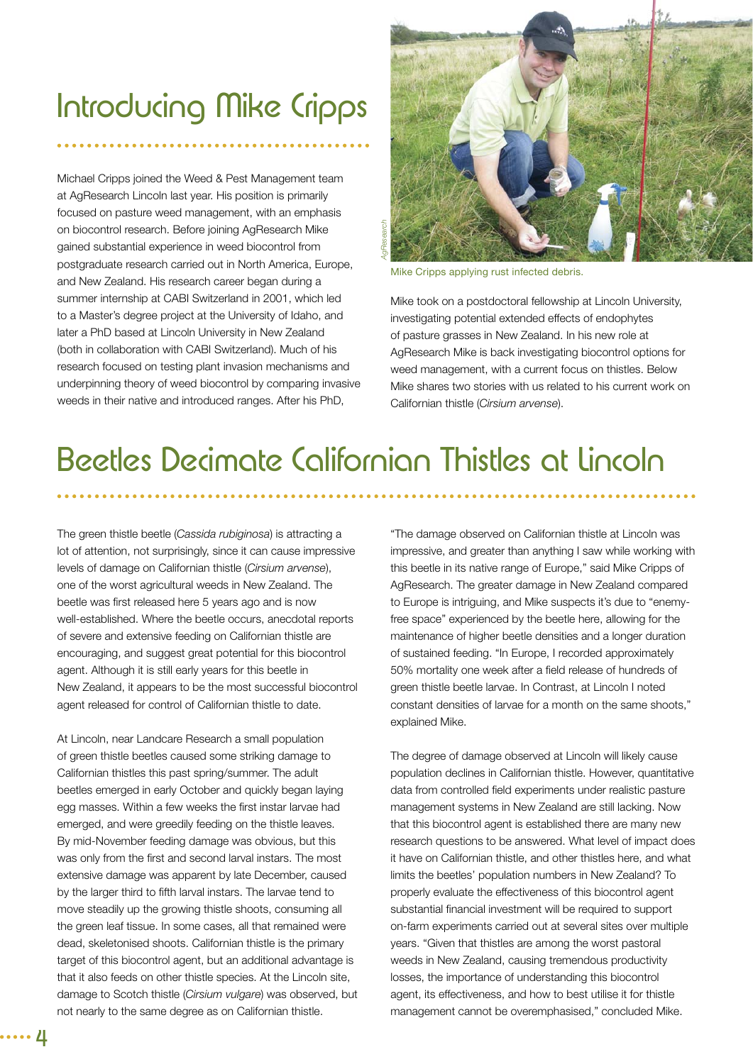# Introducing Mike Cripps

Michael Cripps joined the Weed & Pest Management team at AgResearch Lincoln last year. His position is primarily focused on pasture weed management, with an emphasis on biocontrol research. Before joining AgResearch Mike gained substantial experience in weed biocontrol from postgraduate research carried out in North America, Europe, and New Zealand. His research career began during a summer internship at CABI Switzerland in 2001, which led to a Master's degree project at the University of Idaho, and later a PhD based at Lincoln University in New Zealand (both in collaboration with CABI Switzerland). Much of his research focused on testing plant invasion mechanisms and underpinning theory of weed biocontrol by comparing invasive weeds in their native and introduced ranges. After his PhD,

AgResearch

Mike Cripps applying rust infected debris.

Mike took on a postdoctoral fellowship at Lincoln University, investigating potential extended effects of endophytes of pasture grasses in New Zealand. In his new role at AgResearch Mike is back investigating biocontrol options for weed management, with a current focus on thistles. Below Mike shares two stories with us related to his current work on Californian thistle (*Cirsium arvense*).

# Beetles Decimate Californian Thistles at Lincoln

The green thistle beetle (*Cassida rubiginosa*) is attracting a lot of attention, not surprisingly, since it can cause impressive levels of damage on Californian thistle (*Cirsium arvense*), one of the worst agricultural weeds in New Zealand. The beetle was first released here 5 years ago and is now well-established. Where the beetle occurs, anecdotal reports of severe and extensive feeding on Californian thistle are encouraging, and suggest great potential for this biocontrol agent. Although it is still early years for this beetle in New Zealand, it appears to be the most successful biocontrol agent released for control of Californian thistle to date.

At Lincoln, near Landcare Research a small population of green thistle beetles caused some striking damage to Californian thistles this past spring/summer. The adult beetles emerged in early October and quickly began laying egg masses. Within a few weeks the first instar larvae had emerged, and were greedily feeding on the thistle leaves. By mid-November feeding damage was obvious, but this was only from the first and second larval instars. The most extensive damage was apparent by late December, caused by the larger third to fifth larval instars. The larvae tend to move steadily up the growing thistle shoots, consuming all the green leaf tissue. In some cases, all that remained were dead, skeletonised shoots. Californian thistle is the primary target of this biocontrol agent, but an additional advantage is that it also feeds on other thistle species. At the Lincoln site, damage to Scotch thistle (*Cirsium vulgare*) was observed, but not nearly to the same degree as on Californian thistle.

"The damage observed on Californian thistle at Lincoln was impressive, and greater than anything I saw while working with this beetle in its native range of Europe," said Mike Cripps of AgResearch. The greater damage in New Zealand compared to Europe is intriguing, and Mike suspects it's due to "enemy-free space" experienced by the beetle here, allowing for the maintenance of higher beetle densities and a longer duration of sustained feeding. "In Europe, I recorded approximately 50% mortality one week after a field release of hundreds of green thistle beetle larvae. In Contrast, at Lincoln I noted constant densities of larvae for a month on the same shoots," explained Mike.

The degree of damage observed at Lincoln will likely cause population declines in Californian thistle. However, quantitative data from controlled field experiments under realistic pasture management systems in New Zealand are still lacking. Now that this biocontrol agent is established there are many new research questions to be answered. What level of impact does it have on Californian thistle, and other thistles here, and what limits the beetles' population numbers in New Zealand? To properly evaluate the effectiveness of this biocontrol agent substantial financial investment will be required to support on-farm experiments carried out at several sites over multiple years. "Given that thistles are among the worst pastoral weeds in New Zealand, causing tremendous productivity losses, the importance of understanding this biocontrol agent, its effectiveness, and how to best utilise it for thistle management cannot be overemphasised," concluded Mike.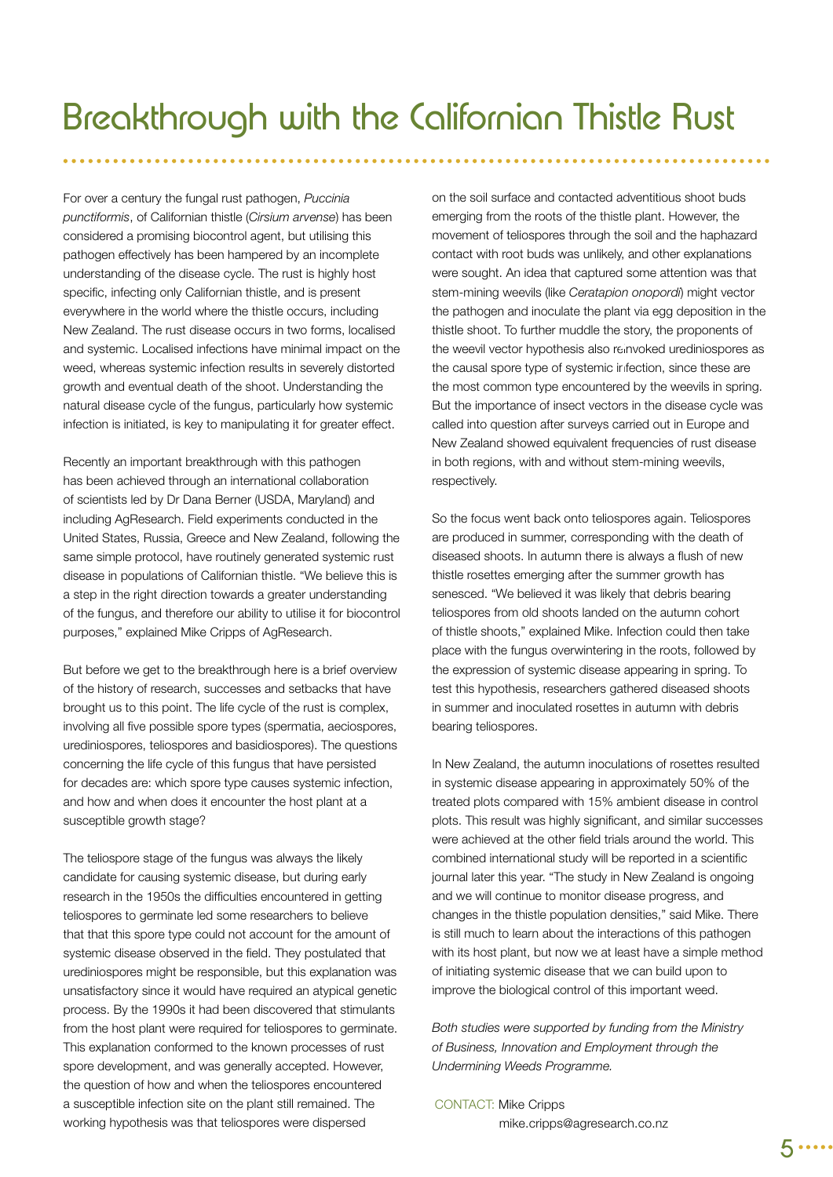# Breakthrough with the Californian Thistle Rust

For over a century the fungal rust pathogen, *Puccinia punctiformis*, of Californian thistle (*Cirsium arvense*) has been considered a promising biocontrol agent, but utilising this pathogen effectively has been hampered by an incomplete understanding of the disease cycle. The rust is highly host specific, infecting only Californian thistle, and is present everywhere in the world where the thistle occurs, including New Zealand. The rust disease occurs in two forms, localised and systemic. Localised infections have minimal impact on the weed, whereas systemic infection results in severely distorted growth and eventual death of the shoot. Understanding the natural disease cycle of the fungus, particularly how systemic infection is initiated, is key to manipulating it for greater effect.

Recently an important breakthrough with this pathogen has been achieved through an international collaboration of scientists led by Dr Dana Berner (USDA, Maryland) and including AgResearch. Field experiments conducted in the United States, Russia, Greece and New Zealand, following the same simple protocol, have routinely generated systemic rust disease in populations of Californian thistle. "We believe this is a step in the right direction towards a greater understanding of the fungus, and therefore our ability to utilise it for biocontrol purposes," explained Mike Cripps of AgResearch.

But before we get to the breakthrough here is a brief overview of the history of research, successes and setbacks that have brought us to this point. The life cycle of the rust is complex, involving all five possible spore types (spermatia, aeciospores, urediniospores, teliospores and basidiospores). The questions concerning the life cycle of this fungus that have persisted for decades are: which spore type causes systemic infection, and how and when does it encounter the host plant at a susceptible growth stage?

The teliospore stage of the fungus was always the likely candidate for causing systemic disease, but during early research in the 1950s the difficulties encountered in getting teliospores to germinate led some researchers to believe that that this spore type could not account for the amount of systemic disease observed in the field. They postulated that urediniospores might be responsible, but this explanation was unsatisfactory since it would have required an atypical genetic process. By the 1990s it had been discovered that stimulants from the host plant were required for teliospores to germinate. This explanation conformed to the known processes of rust spore development, and was generally accepted. However, the question of how and when the teliospores encountered a susceptible infection site on the plant still remained. The working hypothesis was that teliospores were dispersed on the soil surface and contacted adventitious shoot buds emerging from the roots of the thistle plant. However, the movement of teliospores through the soil and the haphazard contact with root buds was unlikely, and other explanations were sought. An idea that captured some attention was that stem-mining weevils (like *Ceratapion onopordi*) might vector the pathogen and inoculate the plant via egg deposition in the thistle shoot. To further muddle the story, the proponents of the weevil vector hypothesis also reinvoked urediniospores as the causal spore type of systemic infection, since these are the most common type encountered by the weevils in spring. But the importance of insect vectors in the disease cycle was called into question after surveys carried out in Europe and New Zealand showed equivalent frequencies of rust disease in both regions, with and without stem-mining weevils, respectively.

So the focus went back onto teliospores again. Teliospores are produced in summer, corresponding with the death of diseased shoots. In autumn there is always a flush of new thistle rosettes emerging after the summer growth has senesced. "We believed it was likely that debris bearing teliospores from old shoots landed on the autumn cohort of thistle shoots," explained Mike. Infection could then take place with the fungus overwintering in the roots, followed by the expression of systemic disease appearing in spring. To test this hypothesis, researchers gathered diseased shoots in summer and inoculated rosettes in autumn with debris bearing teliospores.

In New Zealand, the autumn inoculations of rosettes resulted in systemic disease appearing in approximately 50% of the treated plots compared with 15% ambient disease in control plots. This result was highly significant, and similar successes were achieved at the other field trials around the world. This combined international study will be reported in a scientific journal later this year. "The study in New Zealand is ongoing and we will continue to monitor disease progress, and changes in the thistle population densities," said Mike. There is still much to learn about the interactions of this pathogen with its host plant, but now we at least have a simple method of initiating systemic disease that we can build upon to improve the biological control of this important weed.

*Both studies were supported by funding from the Ministry of Business, Innovation and Employment through the Undermining Weeds Programme.*

CONTACT: Mike Cripps
mike.cripps@agresearch.co.nz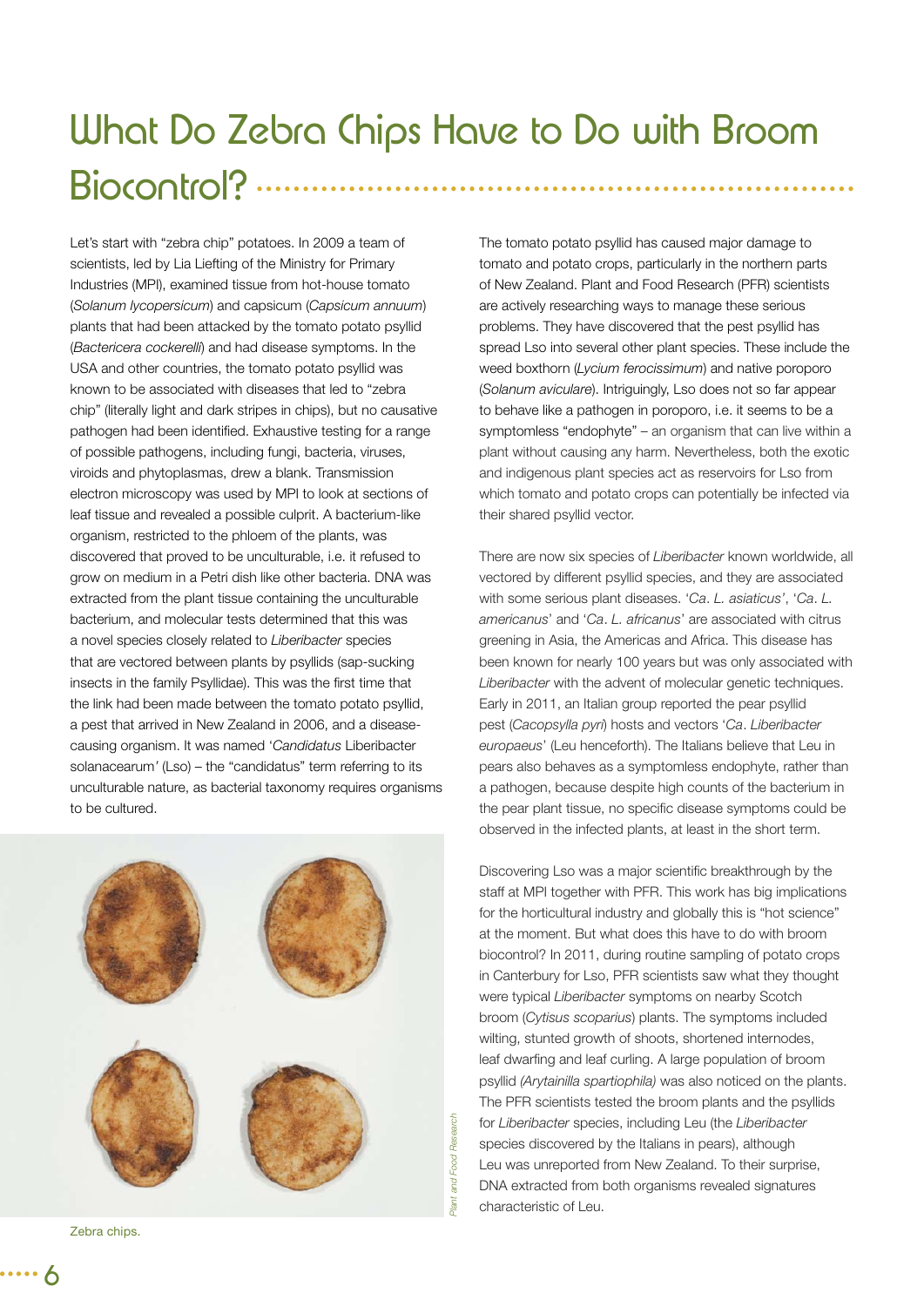# What Do Zebra Chips Have to Do with Broom Biocontrol?

Let's start with "zebra chip" potatoes. In 2009 a team of scientists, led by Lia Liefting of the Ministry for Primary Industries (MPI), examined tissue from hot-house tomato (*Solanum lycopersicum*) and capsicum (*Capsicum annuum*) plants that had been attacked by the tomato potato psyllid (*Bactericera cockerelli*) and had disease symptoms. In the USA and other countries, the tomato potato psyllid was known to be associated with diseases that led to "zebra chip" (literally light and dark stripes in chips), but no causative pathogen had been identified. Exhaustive testing for a range of possible pathogens, including fungi, bacteria, viruses, viroids and phytoplasmas, drew a blank. Transmission electron microscopy was used by MPI to look at sections of leaf tissue and revealed a possible culprit. A bacterium-like organism, restricted to the phloem of the plants, was discovered that proved to be unculturable, i.e. it refused to grow on medium in a Petri dish like other bacteria. DNA was extracted from the plant tissue containing the unculturable bacterium, and molecular tests determined that this was a novel species closely related to *Liberibacter* species that are vectored between plants by psyllids (sap-sucking insects in the family Psyllidae). This was the first time that the link had been made between the tomato potato psyllid, a pest that arrived in New Zealand in 2006, and a disease-causing organism. It was named '*Candidatus* Liberibacter solanacearum' (Lso) – the "candidatus" term referring to its unculturable nature, as bacterial taxonomy requires organisms to be cultured.

Zebra chips.

The tomato potato psyllid has caused major damage to tomato and potato crops, particularly in the northern parts of New Zealand. Plant and Food Research (PFR) scientists are actively researching ways to manage these serious problems. They have discovered that the pest psyllid has spread Lso into several other plant species. These include the weed boxthorn (*Lycium ferocissimum*) and native poroporo (*Solanum aviculare*). Intriguingly, Lso does not so far appear to behave like a pathogen in poroporo, i.e. it seems to be a symptomless "endophyte" – an organism that can live within a plant without causing any harm. Nevertheless, both the exotic and indigenous plant species act as reservoirs for Lso from which tomato and potato crops can potentially be infected via their shared psyllid vector.

There are now six species of *Liberibacter* known worldwide, all vectored by different psyllid species, and they are associated with some serious plant diseases. '*Ca. L. asiaticus*', '*Ca. L. americanus*' and '*Ca. L. africanus*' are associated with citrus greening in Asia, the Americas and Africa. This disease has been known for nearly 100 years but was only associated with *Liberibacter* with the advent of molecular genetic techniques. Early in 2011, an Italian group reported the pear psyllid pest (*Cacopsylla pyri*) hosts and vectors '*Ca. Liberibacter europaeus*' (Leu henceforth). The Italians believe that Leu in pears also behaves as a symptomless endophyte, rather than a pathogen, because despite high counts of the bacterium in the pear plant tissue, no specific disease symptoms could be observed in the infected plants, at least in the short term.

Discovering Lso was a major scientific breakthrough by the staff at MPI together with PFR. This work has big implications for the horticultural industry and globally this is "hot science" at the moment. But what does this have to do with broom biocontrol? In 2011, during routine sampling of potato crops in Canterbury for Lso, PFR scientists saw what they thought were typical *Liberibacter* symptoms on nearby Scotch broom (*Cytisus scoparius*) plants. The symptoms included wilting, stunted growth of shoots, shortened internodes, leaf dwarfing and leaf curling. A large population of broom psyllid *(Arytainilla spartiophila)* was also noticed on the plants. The PFR scientists tested the broom plants and the psyllids for *Liberibacter* species, including Leu (the *Liberibacter* species discovered by the Italians in pears), although Leu was unreported from New Zealand. To their surprise, DNA extracted from both organisms revealed signatures characteristic of Leu.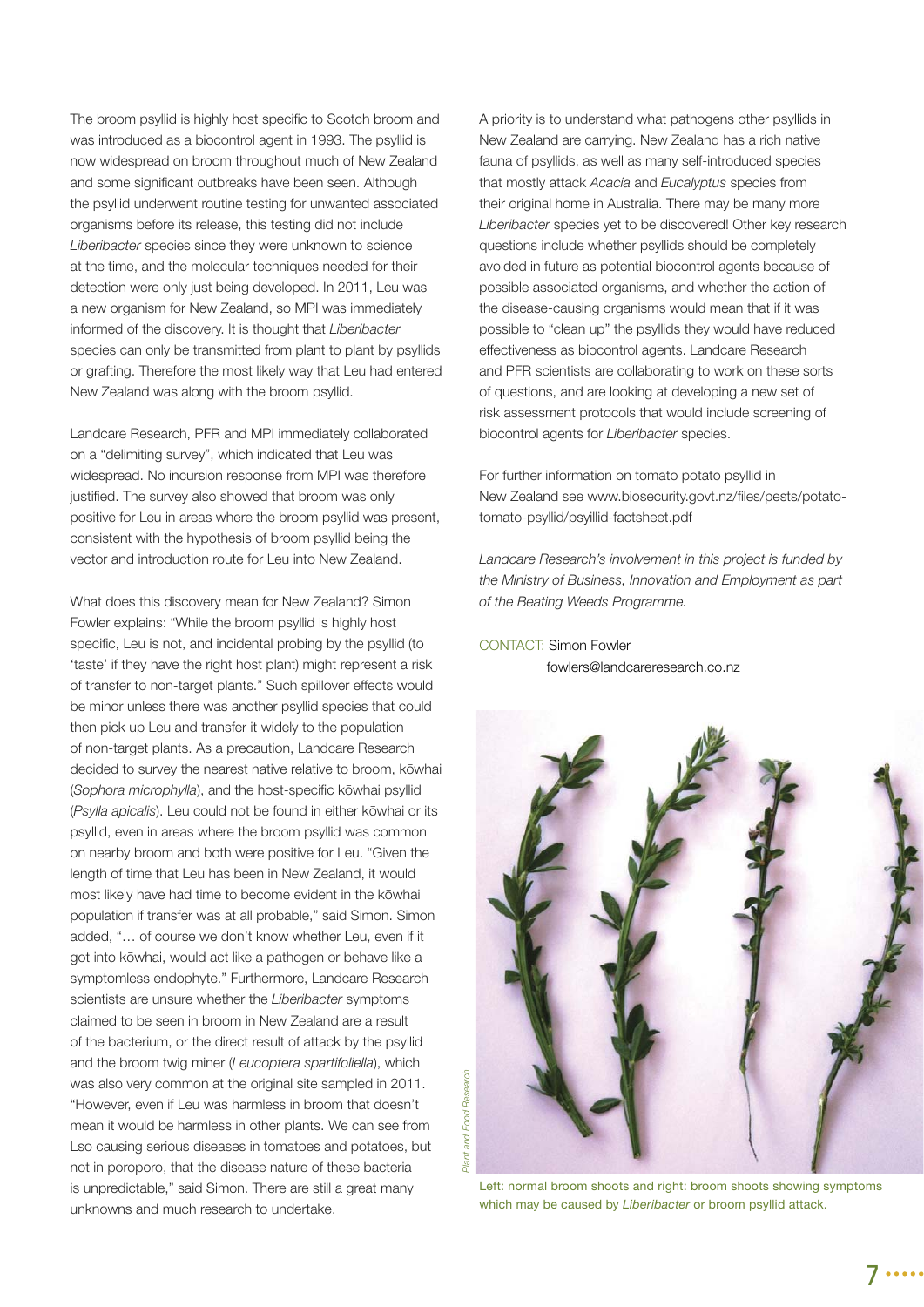The broom psyllid is highly host specific to Scotch broom and was introduced as a biocontrol agent in 1993. The psyllid is now widespread on broom throughout much of New Zealand and some significant outbreaks have been seen. Although the psyllid underwent routine testing for unwanted associated organisms before its release, this testing did not include *Liberibacter* species since they were unknown to science at the time, and the molecular techniques needed for their detection were only just being developed. In 2011, Leu was a new organism for New Zealand, so MPI was immediately informed of the discovery. It is thought that *Liberibacter* species can only be transmitted from plant to plant by psyllids or grafting. Therefore the most likely way that Leu had entered New Zealand was along with the broom psyllid.

Landcare Research, PFR and MPI immediately collaborated on a "delimiting survey", which indicated that Leu was widespread. No incursion response from MPI was therefore justified. The survey also showed that broom was only positive for Leu in areas where the broom psyllid was present, consistent with the hypothesis of broom psyllid being the vector and introduction route for Leu into New Zealand.

What does this discovery mean for New Zealand? Simon Fowler explains: "While the broom psyllid is highly host specific, Leu is not, and incidental probing by the psyllid (to 'taste' if they have the right host plant) might represent a risk of transfer to non-target plants." Such spillover effects would be minor unless there was another psyllid species that could then pick up Leu and transfer it widely to the population of non-target plants. As a precaution, Landcare Research decided to survey the nearest native relative to broom, kōwhai (*Sophora microphylla*), and the host-specific kōwhai psyllid (*Psylla apicalis*). Leu could not be found in either kōwhai or its psyllid, even in areas where the broom psyllid was common on nearby broom and both were positive for Leu. "Given the length of time that Leu has been in New Zealand, it would most likely have had time to become evident in the kōwhai population if transfer was at all probable," said Simon. Simon added, "… of course we don't know whether Leu, even if it got into kōwhai, would act like a pathogen or behave like a symptomless endophyte." Furthermore, Landcare Research scientists are unsure whether the *Liberibacter* symptoms claimed to be seen in broom in New Zealand are a result of the bacterium, or the direct result of attack by the psyllid and the broom twig miner (*Leucoptera spartifoliella*), which was also very common at the original site sampled in 2011. "However, even if Leu was harmless in broom that doesn't mean it would be harmless in other plants. We can see from Lso causing serious diseases in tomatoes and potatoes, but not in poroporo, that the disease nature of these bacteria is unpredictable," said Simon. There are still a great many unknowns and much research to undertake.

A priority is to understand what pathogens other psyllids in New Zealand are carrying. New Zealand has a rich native fauna of psyllids, as well as many self-introduced species that mostly attack *Acacia* and *Eucalyptus* species from their original home in Australia. There may be many more *Liberibacter* species yet to be discovered! Other key research questions include whether psyllids should be completely avoided in future as potential biocontrol agents because of possible associated organisms, and whether the action of the disease-causing organisms would mean that if it was possible to "clean up" the psyllids they would have reduced effectiveness as biocontrol agents. Landcare Research and PFR scientists are collaborating to work on these sorts of questions, and are looking at developing a new set of risk assessment protocols that would include screening of biocontrol agents for *Liberibacter* species.

For further information on tomato potato psyllid in New Zealand see www.biosecurity.govt.nz/files/pests/potato-tomato-psyllid/psyillid-factsheet.pdf

*Landcare Research's involvement in this project is funded by the Ministry of Business, Innovation and Employment as part of the Beating Weeds Programme.*

CONTACT: Simon Fowler
fowlers@landcareresearch.co.nz

*Plant and Food Research*

Left: normal broom shoots and right: broom shoots showing symptoms which may be caused by *Liberibacter* or broom psyllid attack.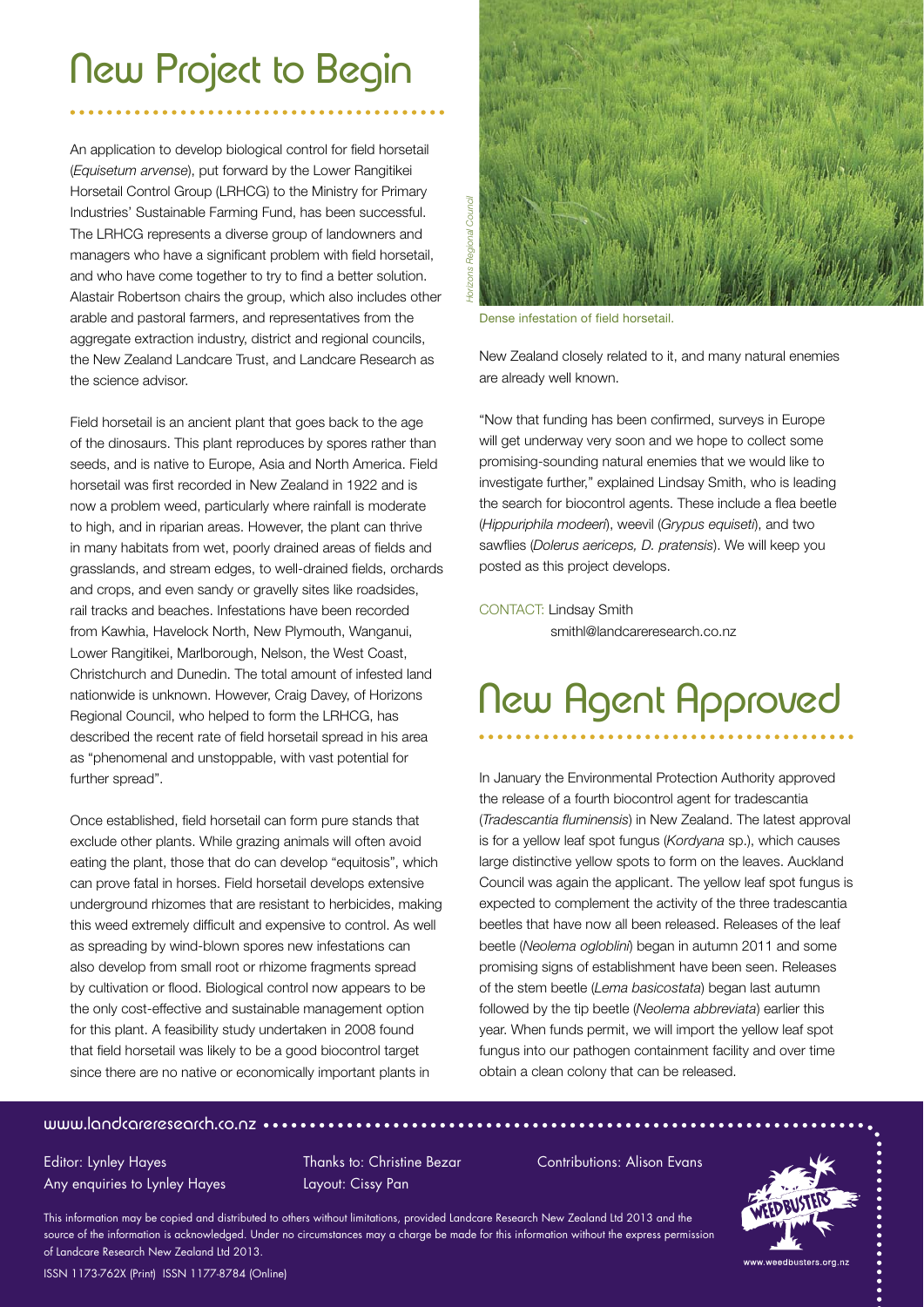# New Project to Begin

An application to develop biological control for field horsetail (*Equisetum arvense*), put forward by the Lower Rangitikei Horsetail Control Group (LRHCG) to the Ministry for Primary Industries' Sustainable Farming Fund, has been successful. The LRHCG represents a diverse group of landowners and managers who have a significant problem with field horsetail, and who have come together to try to find a better solution. Alastair Robertson chairs the group, which also includes other arable and pastoral farmers, and representatives from the aggregate extraction industry, district and regional councils, the New Zealand Landcare Trust, and Landcare Research as the science advisor.

Field horsetail is an ancient plant that goes back to the age of the dinosaurs. This plant reproduces by spores rather than seeds, and is native to Europe, Asia and North America. Field horsetail was first recorded in New Zealand in 1922 and is now a problem weed, particularly where rainfall is moderate to high, and in riparian areas. However, the plant can thrive in many habitats from wet, poorly drained areas of fields and grasslands, and stream edges, to well-drained fields, orchards and crops, and even sandy or gravelly sites like roadsides, rail tracks and beaches. Infestations have been recorded from Kawhia, Havelock North, New Plymouth, Wanganui, Lower Rangitikei, Marlborough, Nelson, the West Coast, Christchurch and Dunedin. The total amount of infested land nationwide is unknown. However, Craig Davey, of Horizons Regional Council, who helped to form the LRHCG, has described the recent rate of field horsetail spread in his area as "phenomenal and unstoppable, with vast potential for further spread".

Once established, field horsetail can form pure stands that exclude other plants. While grazing animals will often avoid eating the plant, those that do can develop "equitosis", which can prove fatal in horses. Field horsetail develops extensive underground rhizomes that are resistant to herbicides, making this weed extremely difficult and expensive to control. As well as spreading by wind-blown spores new infestations can also develop from small root or rhizome fragments spread by cultivation or flood. Biological control now appears to be the only cost-effective and sustainable management option for this plant. A feasibility study undertaken in 2008 found that field horsetail was likely to be a good biocontrol target since there are no native or economically important plants in New Zealand closely related to it, and many natural enemies are already well known.

Horizons Regional Council

Dense infestation of field horsetail.

"Now that funding has been confirmed, surveys in Europe will get underway very soon and we hope to collect some promising-sounding natural enemies that we would like to investigate further," explained Lindsay Smith, who is leading the search for biocontrol agents. These include a flea beetle (*Hippuriphila modeeri*), weevil (*Grypus equiseti*), and two sawflies (*Dolerus aericeps, D. pratensis*). We will keep you posted as this project develops.

CONTACT: Lindsay Smith
smithl@landcareresearch.co.nz

# New Agent Approved

In January the Environmental Protection Authority approved the release of a fourth biocontrol agent for tradescantia (*Tradescantia fluminensis*) in New Zealand. The latest approval is for a yellow leaf spot fungus (*Kordyana* sp.), which causes large distinctive yellow spots to form on the leaves. Auckland Council was again the applicant. The yellow leaf spot fungus is expected to complement the activity of the three tradescantia beetles that have now all been released. Releases of the leaf beetle (*Neolema ogloblini*) began in autumn 2011 and some promising signs of establishment have been seen. Releases of the stem beetle (*Lema basicostata*) began last autumn followed by the tip beetle (*Neolema abbreviata*) earlier this year. When funds permit, we will import the yellow leaf spot fungus into our pathogen containment facility and over time obtain a clean colony that can be released.

www.landcareresearch.co.nz

Editor: Lynley Hayes
Any enquiries to Lynley Hayes

Thanks to: Christine Bezar
Layout: Cissy Pan

Contributions: Alison Evans

This information may be copied and distributed to others without limitations, provided Landcare Research New Zealand Ltd 2013 and the source of the information is acknowledged. Under no circumstances may a charge be made for this information without the express permission of Landcare Research New Zealand Ltd 2013.

ISSN 1173-762X (Print) ISSN 1177-8784 (Online)

WEEDBUSTERS www.weedbusters.org.nz